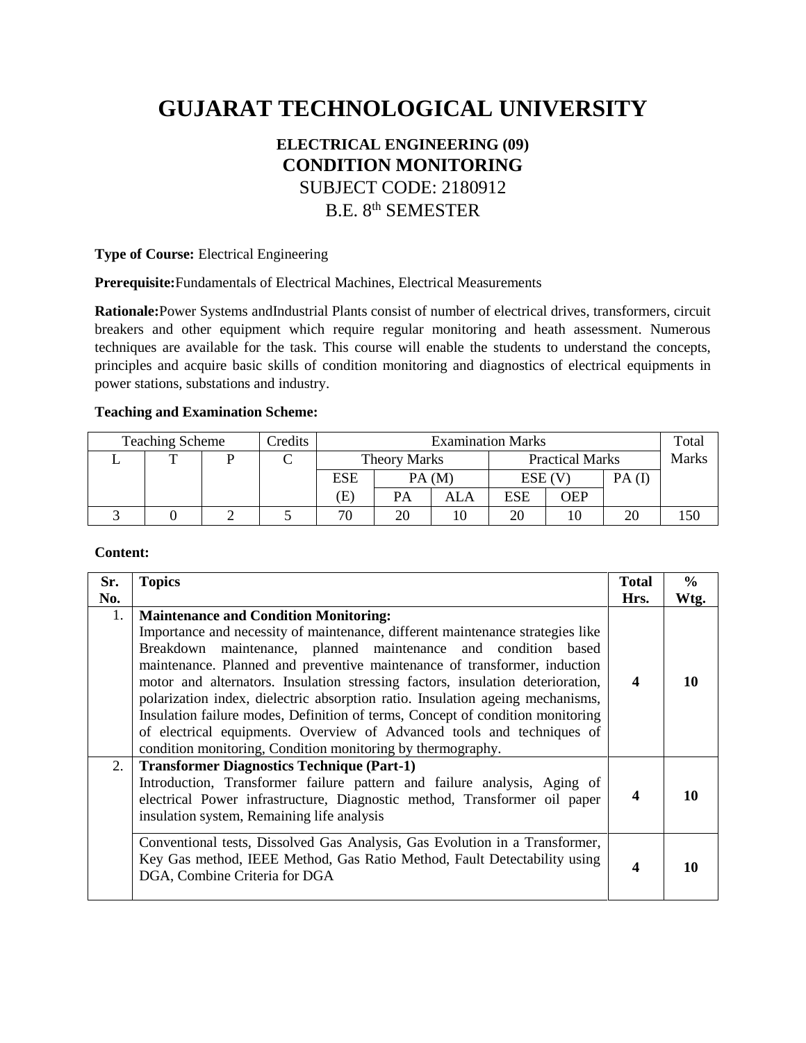# GUJARAT TECHNOLOGICAL UNIVERSITY

**ELECTRICAL ENGINEERING (09)**

**CONDITION MONITORING**

SUBJECT CODE: 2180912

B.E. 8th SEMESTER

**Type of Course:** Electrical Engineering

**Prerequisite:**Fundamentals of Electrical Machines, Electrical Measurements

**Rationale:**Power Systems andIndustrial Plants consist of number of electrical drives, transformers, circuit breakers and other equipment which require regular monitoring and heath assessment. Numerous techniques are available for the task. This course will enable the students to understand the concepts, principles and acquire basic skills of condition monitoring and diagnostics of electrical equipments in power stations, substations and industry.

**Teaching and Examination Scheme:**

| Teaching Scheme | | | Credits | Examination Marks | | | | | | Total Marks |
|---|---|---|---|---|---|---|---|---|---|---|
| L | T | P | C | Theory Marks | | | Practical Marks | | | |
| | | | | ESE (E) | PA (M) | | ESE (V) | | PA (I) | |
| | | | | | PA | ALA | ESE | OEP | | |
| 3 | 0 | 2 | 5 | 70 | 20 | 10 | 20 | 10 | 20 | 150 |

**Content:**

| Sr. No. | Topics | Total Hrs. | % Wtg. |
|---|---|---|---|
| 1. | **Maintenance and Condition Monitoring:** Importance and necessity of maintenance, different maintenance strategies like Breakdown maintenance, planned maintenance and condition based maintenance. Planned and preventive maintenance of transformer, induction motor and alternators. Insulation stressing factors, insulation deterioration, polarization index, dielectric absorption ratio. Insulation ageing mechanisms, Insulation failure modes, Definition of terms, Concept of condition monitoring of electrical equipments. Overview of Advanced tools and techniques of condition monitoring, Condition monitoring by thermography. | **4** | **10** |
| 2. | **Transformer Diagnostics Technique (Part-1)** Introduction, Transformer failure pattern and failure analysis, Aging of electrical Power infrastructure, Diagnostic method, Transformer oil paper insulation system, Remaining life analysis | **4** | **10** |
| | Conventional tests, Dissolved Gas Analysis, Gas Evolution in a Transformer, Key Gas method, IEEE Method, Gas Ratio Method, Fault Detectability using DGA, Combine Criteria for DGA | **4** | **10** |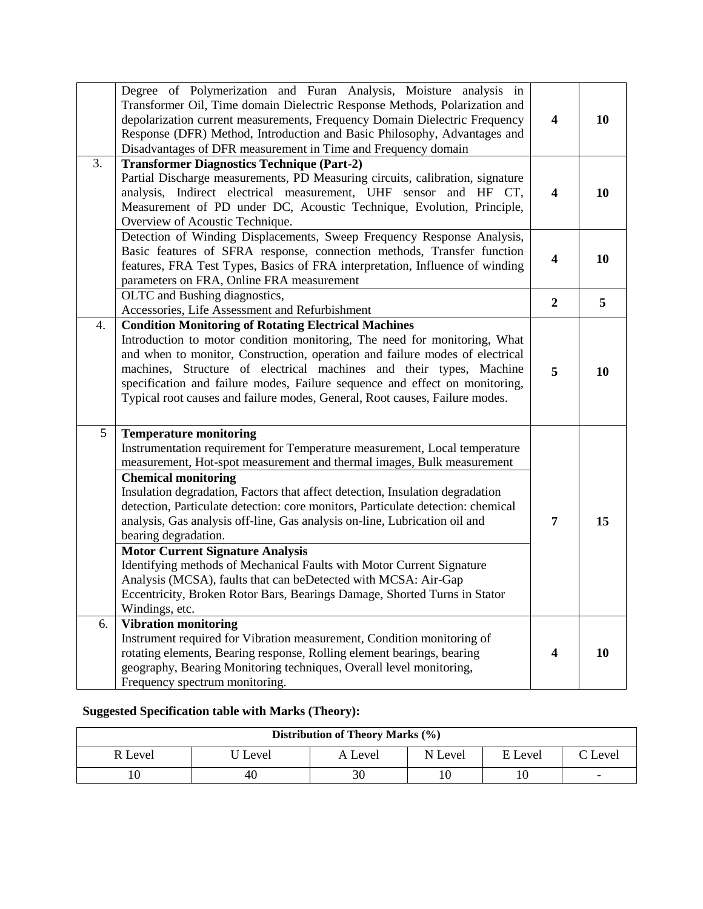| | | | |
|---|---|---|---|
| | Degree of Polymerization and Furan Analysis, Moisture analysis in Transformer Oil, Time domain Dielectric Response Methods, Polarization and depolarization current measurements, Frequency Domain Dielectric Frequency Response (DFR) Method, Introduction and Basic Philosophy, Advantages and Disadvantages of DFR measurement in Time and Frequency domain | **4** | **10** |
| 3. | **Transformer Diagnostics Technique (Part-2)**<br>Partial Discharge measurements, PD Measuring circuits, calibration, signature analysis, Indirect electrical measurement, UHF sensor and HF CT, Measurement of PD under DC, Acoustic Technique, Evolution, Principle, Overview of Acoustic Technique. | **4** | **10** |
| | Detection of Winding Displacements, Sweep Frequency Response Analysis, Basic features of SFRA response, connection methods, Transfer function features, FRA Test Types, Basics of FRA interpretation, Influence of winding parameters on FRA, Online FRA measurement | **4** | **10** |
| | OLTC and Bushing diagnostics,<br>Accessories, Life Assessment and Refurbishment | **2** | **5** |
| 4. | **Condition Monitoring of Rotating Electrical Machines**<br>Introduction to motor condition monitoring, The need for monitoring, What and when to monitor, Construction, operation and failure modes of electrical machines, Structure of electrical machines and their types, Machine specification and failure modes, Failure sequence and effect on monitoring, Typical root causes and failure modes, General, Root causes, Failure modes. | **5** | **10** |
| 5 | **Temperature monitoring**<br>Instrumentation requirement for Temperature measurement, Local temperature measurement, Hot-spot measurement and thermal images, Bulk measurement<br>**Chemical monitoring**<br>Insulation degradation, Factors that affect detection, Insulation degradation detection, Particulate detection: core monitors, Particulate detection: chemical analysis, Gas analysis off-line, Gas analysis on-line, Lubrication oil and bearing degradation.<br>**Motor Current Signature Analysis**<br>Identifying methods of Mechanical Faults with Motor Current Signature Analysis (MCSA), faults that can beDetected with MCSA: Air-Gap Eccentricity, Broken Rotor Bars, Bearings Damage, Shorted Turns in Stator Windings, etc. | **7** | **15** |
| 6. | **Vibration monitoring**<br>Instrument required for Vibration measurement, Condition monitoring of rotating elements, Bearing response, Rolling element bearings, bearing geography, Bearing Monitoring techniques, Overall level monitoring, Frequency spectrum monitoring. | **4** | **10** |

**Suggested Specification table with Marks (Theory):**

| **Distribution of Theory Marks (%)** | | | | | |
|---|---|---|---|---|---|
| R Level | U Level | A Level | N Level | E Level | C Level |
| 10 | 40 | 30 | 10 | 10 | - |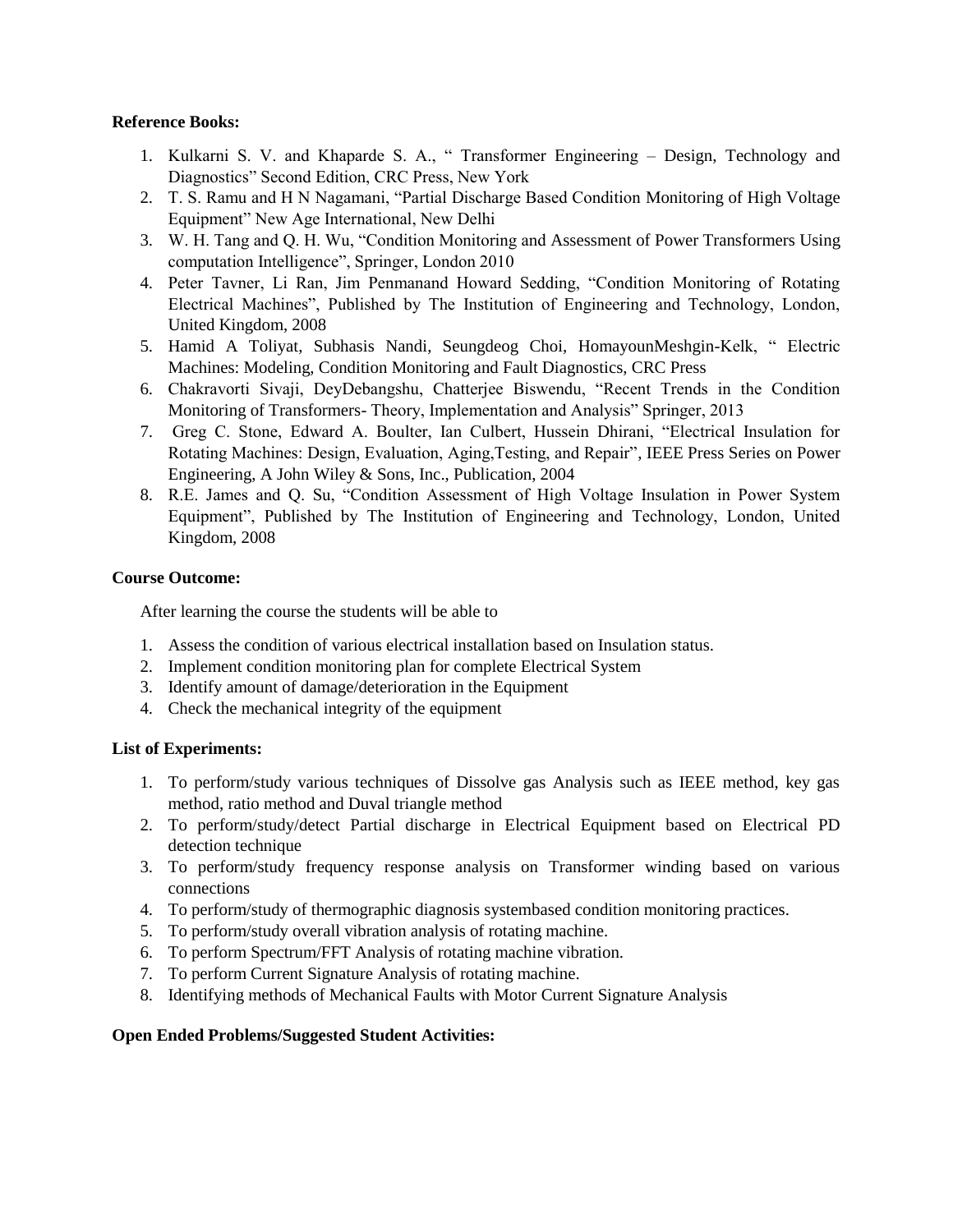**Reference Books:**

1. Kulkarni S. V. and Khaparde S. A., " Transformer Engineering – Design, Technology and Diagnostics" Second Edition, CRC Press, New York
2. T. S. Ramu and H N Nagamani, "Partial Discharge Based Condition Monitoring of High Voltage Equipment" New Age International, New Delhi
3. W. H. Tang and Q. H. Wu, "Condition Monitoring and Assessment of Power Transformers Using computation Intelligence", Springer, London 2010
4. Peter Tavner, Li Ran, Jim Penmanand Howard Sedding, "Condition Monitoring of Rotating Electrical Machines", Published by The Institution of Engineering and Technology, London, United Kingdom, 2008
5. Hamid A Toliyat, Subhasis Nandi, Seungdeog Choi, HomayounMeshgin-Kelk, " Electric Machines: Modeling, Condition Monitoring and Fault Diagnostics, CRC Press
6. Chakravorti Sivaji, DeyDebangshu, Chatterjee Biswendu, "Recent Trends in the Condition Monitoring of Transformers- Theory, Implementation and Analysis" Springer, 2013
7. Greg C. Stone, Edward A. Boulter, Ian Culbert, Hussein Dhirani, "Electrical Insulation for Rotating Machines: Design, Evaluation, Aging,Testing, and Repair", IEEE Press Series on Power Engineering, A John Wiley & Sons, Inc., Publication, 2004
8. R.E. James and Q. Su, "Condition Assessment of High Voltage Insulation in Power System Equipment", Published by The Institution of Engineering and Technology, London, United Kingdom, 2008

**Course Outcome:**

After learning the course the students will be able to

1. Assess the condition of various electrical installation based on Insulation status.
2. Implement condition monitoring plan for complete Electrical System
3. Identify amount of damage/deterioration in the Equipment
4. Check the mechanical integrity of the equipment

**List of Experiments:**

1. To perform/study various techniques of Dissolve gas Analysis such as IEEE method, key gas method, ratio method and Duval triangle method
2. To perform/study/detect Partial discharge in Electrical Equipment based on Electrical PD detection technique
3. To perform/study frequency response analysis on Transformer winding based on various connections
4. To perform/study of thermographic diagnosis systembased condition monitoring practices.
5. To perform/study overall vibration analysis of rotating machine.
6. To perform Spectrum/FFT Analysis of rotating machine vibration.
7. To perform Current Signature Analysis of rotating machine.
8. Identifying methods of Mechanical Faults with Motor Current Signature Analysis

**Open Ended Problems/Suggested Student Activities:**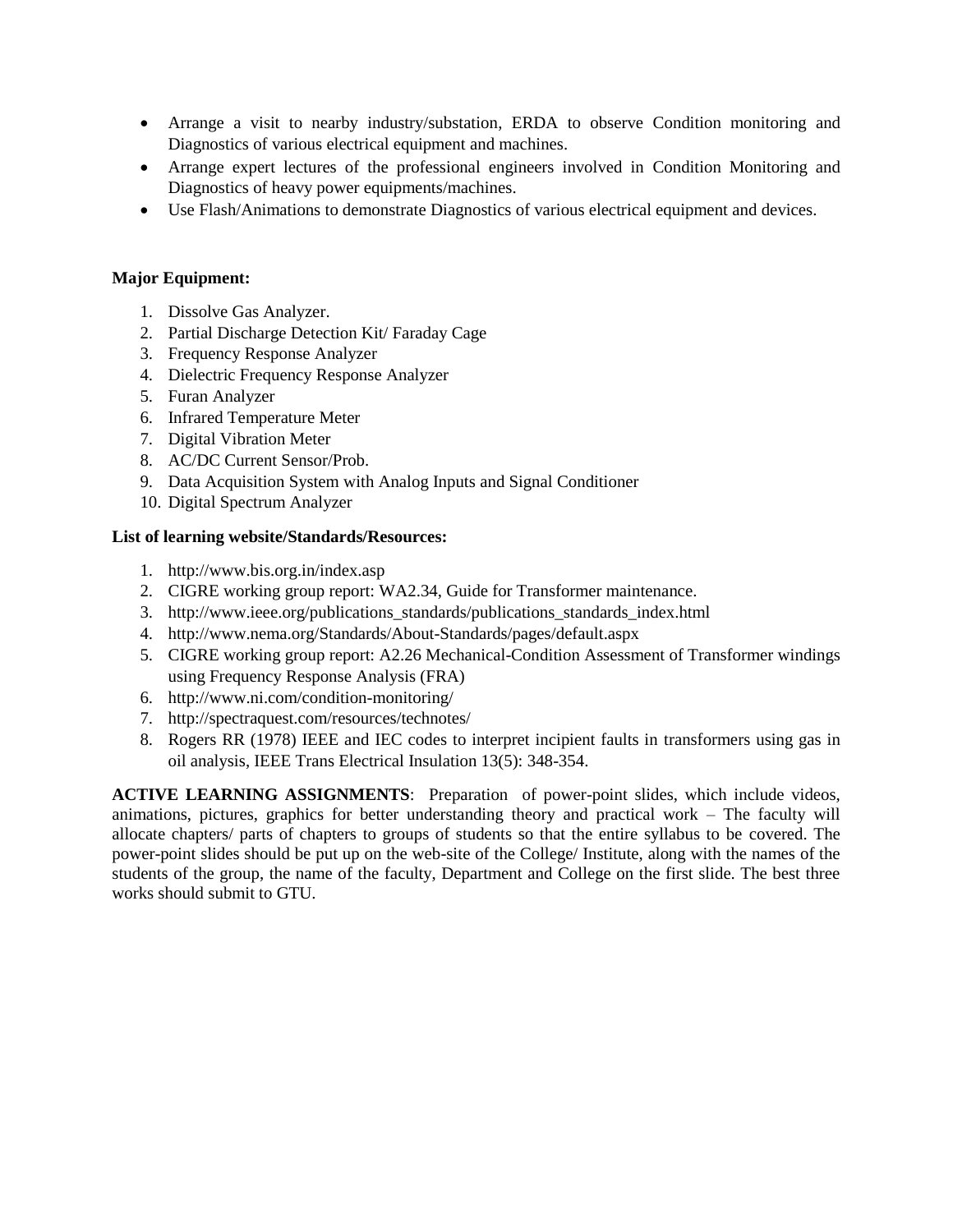- Arrange a visit to nearby industry/substation, ERDA to observe Condition monitoring and Diagnostics of various electrical equipment and machines.
- Arrange expert lectures of the professional engineers involved in Condition Monitoring and Diagnostics of heavy power equipments/machines.
- Use Flash/Animations to demonstrate Diagnostics of various electrical equipment and devices.

**Major Equipment:**

1. Dissolve Gas Analyzer.
2. Partial Discharge Detection Kit/ Faraday Cage
3. Frequency Response Analyzer
4. Dielectric Frequency Response Analyzer
5. Furan Analyzer
6. Infrared Temperature Meter
7. Digital Vibration Meter
8. AC/DC Current Sensor/Prob.
9. Data Acquisition System with Analog Inputs and Signal Conditioner
10. Digital Spectrum Analyzer

**List of learning website/Standards/Resources:**

1. http://www.bis.org.in/index.asp
2. CIGRE working group report: WA2.34, Guide for Transformer maintenance.
3. http://www.ieee.org/publications_standards/publications_standards_index.html
4. http://www.nema.org/Standards/About-Standards/pages/default.aspx
5. CIGRE working group report: A2.26 Mechanical-Condition Assessment of Transformer windings using Frequency Response Analysis (FRA)
6. http://www.ni.com/condition-monitoring/
7. http://spectraquest.com/resources/technotes/
8. Rogers RR (1978) IEEE and IEC codes to interpret incipient faults in transformers using gas in oil analysis, IEEE Trans Electrical Insulation 13(5): 348-354.

**ACTIVE LEARNING ASSIGNMENTS**: Preparation of power-point slides, which include videos, animations, pictures, graphics for better understanding theory and practical work – The faculty will allocate chapters/ parts of chapters to groups of students so that the entire syllabus to be covered. The power-point slides should be put up on the web-site of the College/ Institute, along with the names of the students of the group, the name of the faculty, Department and College on the first slide. The best three works should submit to GTU.